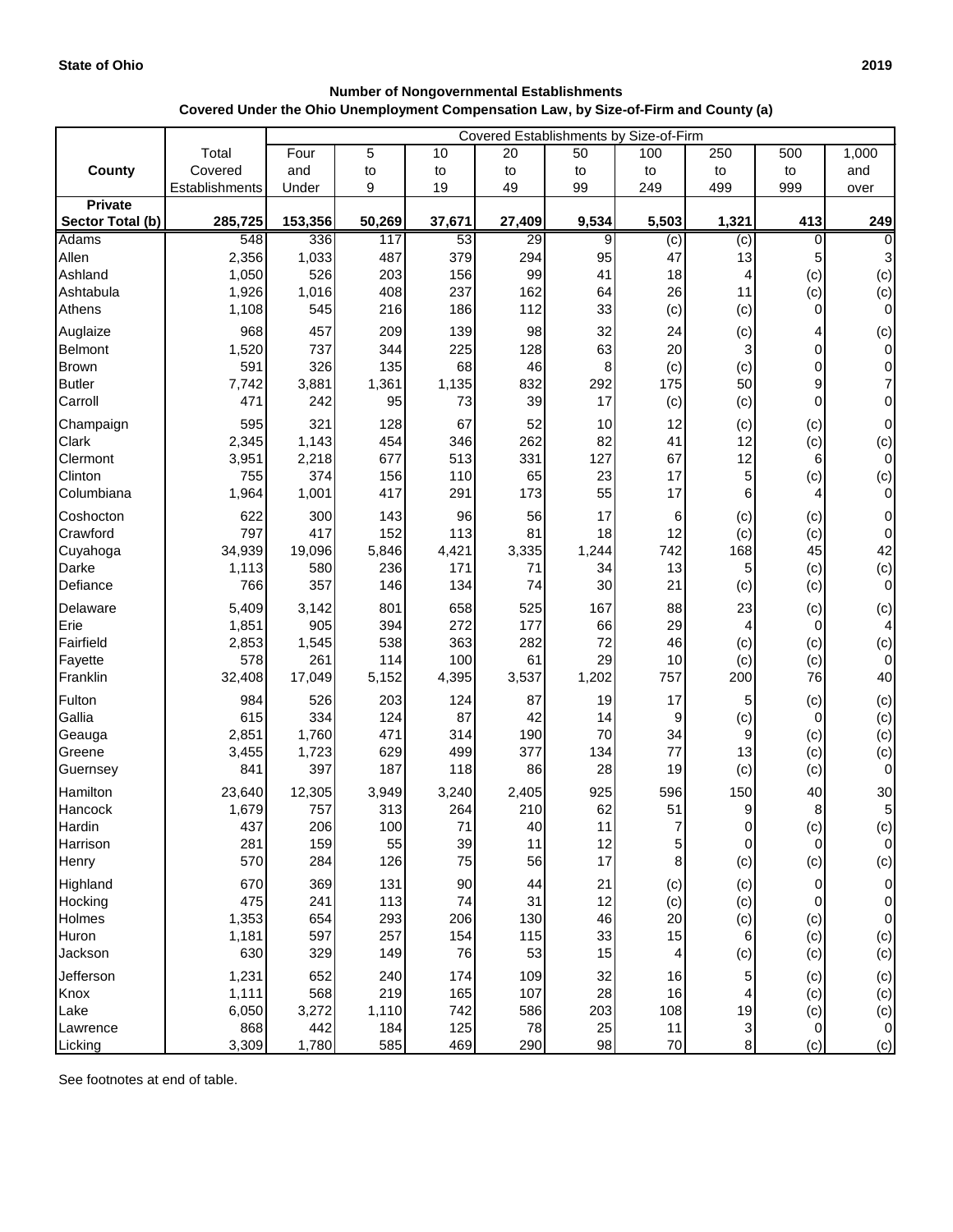**State of Ohio** **2019**

**Number of Nongovernmental Establishments**
**Covered Under the Ohio Unemployment Compensation Law, by Size-of-Firm and County (a)**

| County | Total Covered Establishments | Covered Establishments by Size-of-Firm | | | | | | | | |
|---|---|---|---|---|---|---|---|---|---|---|
| | | Four and Under | 5 to 9 | 10 to 19 | 20 to 49 | 50 to 99 | 100 to 249 | 250 to 499 | 500 to 999 | 1,000 and over |
| **Private Sector Total (b)** | **285,725** | **153,356** | **50,269** | **37,671** | **27,409** | **9,534** | **5,503** | **1,321** | **413** | **249** |
| Adams | 548 | 336 | 117 | 53 | 29 | 9 | (c) | (c) | 0 | 0 |
| Allen | 2,356 | 1,033 | 487 | 379 | 294 | 95 | 47 | 13 | 5 | 3 |
| Ashland | 1,050 | 526 | 203 | 156 | 99 | 41 | 18 | 4 | (c) | (c) |
| Ashtabula | 1,926 | 1,016 | 408 | 237 | 162 | 64 | 26 | 11 | (c) | (c) |
| Athens | 1,108 | 545 | 216 | 186 | 112 | 33 | (c) | (c) | 0 | 0 |
| Auglaize | 968 | 457 | 209 | 139 | 98 | 32 | 24 | (c) | 4 | (c) |
| Belmont | 1,520 | 737 | 344 | 225 | 128 | 63 | 20 | 3 | 0 | 0 |
| Brown | 591 | 326 | 135 | 68 | 46 | 8 | (c) | (c) | 0 | 0 |
| Butler | 7,742 | 3,881 | 1,361 | 1,135 | 832 | 292 | 175 | 50 | 9 | 7 |
| Carroll | 471 | 242 | 95 | 73 | 39 | 17 | (c) | (c) | 0 | 0 |
| Champaign | 595 | 321 | 128 | 67 | 52 | 10 | 12 | (c) | (c) | 0 |
| Clark | 2,345 | 1,143 | 454 | 346 | 262 | 82 | 41 | 12 | (c) | (c) |
| Clermont | 3,951 | 2,218 | 677 | 513 | 331 | 127 | 67 | 12 | 6 | 0 |
| Clinton | 755 | 374 | 156 | 110 | 65 | 23 | 17 | 5 | (c) | (c) |
| Columbiana | 1,964 | 1,001 | 417 | 291 | 173 | 55 | 17 | 6 | 4 | 0 |
| Coshocton | 622 | 300 | 143 | 96 | 56 | 17 | 6 | (c) | (c) | 0 |
| Crawford | 797 | 417 | 152 | 113 | 81 | 18 | 12 | (c) | (c) | 0 |
| Cuyahoga | 34,939 | 19,096 | 5,846 | 4,421 | 3,335 | 1,244 | 742 | 168 | 45 | 42 |
| Darke | 1,113 | 580 | 236 | 171 | 71 | 34 | 13 | 5 | (c) | (c) |
| Defiance | 766 | 357 | 146 | 134 | 74 | 30 | 21 | (c) | (c) | 0 |
| Delaware | 5,409 | 3,142 | 801 | 658 | 525 | 167 | 88 | 23 | (c) | (c) |
| Erie | 1,851 | 905 | 394 | 272 | 177 | 66 | 29 | 4 | 0 | 4 |
| Fairfield | 2,853 | 1,545 | 538 | 363 | 282 | 72 | 46 | (c) | (c) | (c) |
| Fayette | 578 | 261 | 114 | 100 | 61 | 29 | 10 | (c) | (c) | 0 |
| Franklin | 32,408 | 17,049 | 5,152 | 4,395 | 3,537 | 1,202 | 757 | 200 | 76 | 40 |
| Fulton | 984 | 526 | 203 | 124 | 87 | 19 | 17 | 5 | (c) | (c) |
| Gallia | 615 | 334 | 124 | 87 | 42 | 14 | 9 | (c) | 0 | (c) |
| Geauga | 2,851 | 1,760 | 471 | 314 | 190 | 70 | 34 | 9 | (c) | (c) |
| Greene | 3,455 | 1,723 | 629 | 499 | 377 | 134 | 77 | 13 | (c) | (c) |
| Guernsey | 841 | 397 | 187 | 118 | 86 | 28 | 19 | (c) | (c) | 0 |
| Hamilton | 23,640 | 12,305 | 3,949 | 3,240 | 2,405 | 925 | 596 | 150 | 40 | 30 |
| Hancock | 1,679 | 757 | 313 | 264 | 210 | 62 | 51 | 9 | 8 | 5 |
| Hardin | 437 | 206 | 100 | 71 | 40 | 11 | 7 | 0 | (c) | (c) |
| Harrison | 281 | 159 | 55 | 39 | 11 | 12 | 5 | 0 | 0 | 0 |
| Henry | 570 | 284 | 126 | 75 | 56 | 17 | 8 | (c) | (c) | (c) |
| Highland | 670 | 369 | 131 | 90 | 44 | 21 | (c) | (c) | 0 | 0 |
| Hocking | 475 | 241 | 113 | 74 | 31 | 12 | (c) | (c) | 0 | 0 |
| Holmes | 1,353 | 654 | 293 | 206 | 130 | 46 | 20 | (c) | (c) | 0 |
| Huron | 1,181 | 597 | 257 | 154 | 115 | 33 | 15 | 6 | (c) | (c) |
| Jackson | 630 | 329 | 149 | 76 | 53 | 15 | 4 | (c) | (c) | (c) |
| Jefferson | 1,231 | 652 | 240 | 174 | 109 | 32 | 16 | 5 | (c) | (c) |
| Knox | 1,111 | 568 | 219 | 165 | 107 | 28 | 16 | 4 | (c) | (c) |
| Lake | 6,050 | 3,272 | 1,110 | 742 | 586 | 203 | 108 | 19 | (c) | (c) |
| Lawrence | 868 | 442 | 184 | 125 | 78 | 25 | 11 | 3 | 0 | 0 |
| Licking | 3,309 | 1,780 | 585 | 469 | 290 | 98 | 70 | 8 | (c) | (c) |

See footnotes at end of table.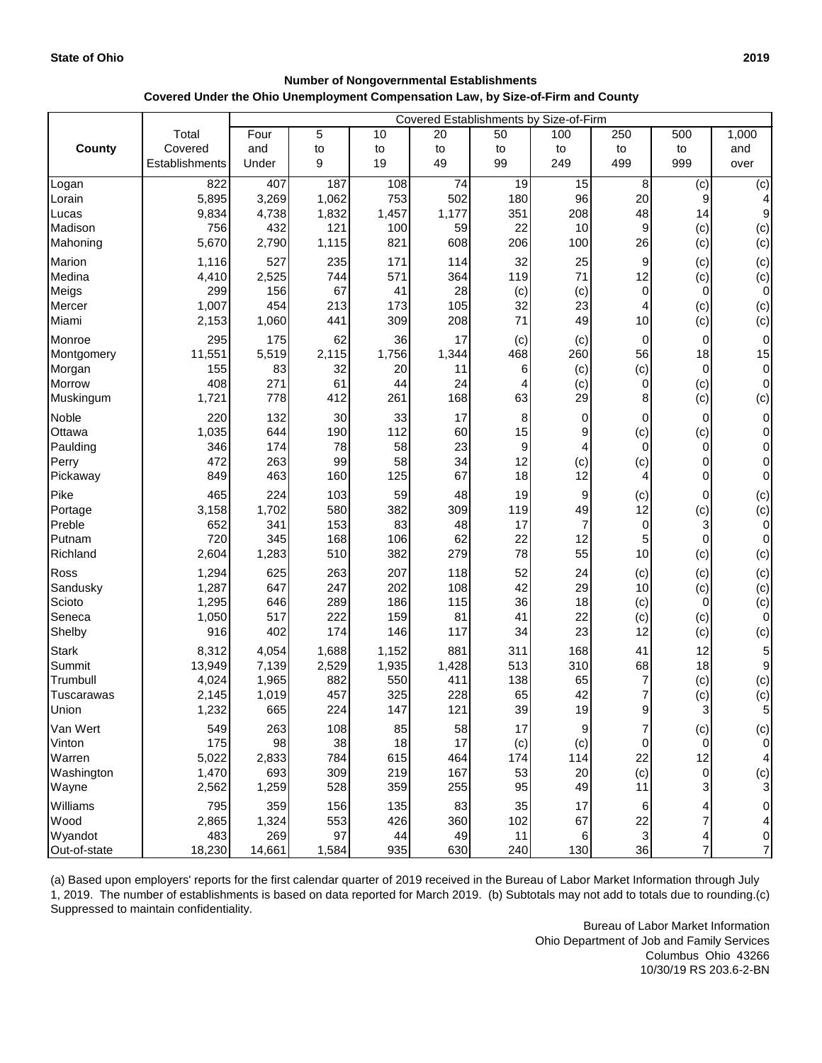**State of Ohio** **2019**

**Number of Nongovernmental Establishments**
**Covered Under the Ohio Unemployment Compensation Law, by Size-of-Firm and County**

| County | Total Covered Establishments | Covered Establishments by Size-of-Firm | | | | | | | | |
|---|---|---|---|---|---|---|---|---|---|---|
| | | Four and Under | 5 to 9 | 10 to 19 | 20 to 49 | 50 to 99 | 100 to 249 | 250 to 499 | 500 to 999 | 1,000 and over |
| Logan | 822 | 407 | 187 | 108 | 74 | 19 | 15 | 8 | (c) | (c) |
| Lorain | 5,895 | 3,269 | 1,062 | 753 | 502 | 180 | 96 | 20 | 9 | 4 |
| Lucas | 9,834 | 4,738 | 1,832 | 1,457 | 1,177 | 351 | 208 | 48 | 14 | 9 |
| Madison | 756 | 432 | 121 | 100 | 59 | 22 | 10 | 9 | (c) | (c) |
| Mahoning | 5,670 | 2,790 | 1,115 | 821 | 608 | 206 | 100 | 26 | (c) | (c) |
| Marion | 1,116 | 527 | 235 | 171 | 114 | 32 | 25 | 9 | (c) | (c) |
| Medina | 4,410 | 2,525 | 744 | 571 | 364 | 119 | 71 | 12 | (c) | (c) |
| Meigs | 299 | 156 | 67 | 41 | 28 | (c) | (c) | 0 | 0 | 0 |
| Mercer | 1,007 | 454 | 213 | 173 | 105 | 32 | 23 | 4 | (c) | (c) |
| Miami | 2,153 | 1,060 | 441 | 309 | 208 | 71 | 49 | 10 | (c) | (c) |
| Monroe | 295 | 175 | 62 | 36 | 17 | (c) | (c) | 0 | 0 | 0 |
| Montgomery | 11,551 | 5,519 | 2,115 | 1,756 | 1,344 | 468 | 260 | 56 | 18 | 15 |
| Morgan | 155 | 83 | 32 | 20 | 11 | 6 | (c) | (c) | 0 | 0 |
| Morrow | 408 | 271 | 61 | 44 | 24 | 4 | (c) | 0 | (c) | 0 |
| Muskingum | 1,721 | 778 | 412 | 261 | 168 | 63 | 29 | 8 | (c) | (c) |
| Noble | 220 | 132 | 30 | 33 | 17 | 8 | 0 | 0 | 0 | 0 |
| Ottawa | 1,035 | 644 | 190 | 112 | 60 | 15 | 9 | (c) | (c) | 0 |
| Paulding | 346 | 174 | 78 | 58 | 23 | 9 | 4 | 0 | 0 | 0 |
| Perry | 472 | 263 | 99 | 58 | 34 | 12 | (c) | (c) | 0 | 0 |
| Pickaway | 849 | 463 | 160 | 125 | 67 | 18 | 12 | 4 | 0 | 0 |
| Pike | 465 | 224 | 103 | 59 | 48 | 19 | 9 | (c) | 0 | (c) |
| Portage | 3,158 | 1,702 | 580 | 382 | 309 | 119 | 49 | 12 | (c) | (c) |
| Preble | 652 | 341 | 153 | 83 | 48 | 17 | 7 | 0 | 3 | 0 |
| Putnam | 720 | 345 | 168 | 106 | 62 | 22 | 12 | 5 | 0 | 0 |
| Richland | 2,604 | 1,283 | 510 | 382 | 279 | 78 | 55 | 10 | (c) | (c) |
| Ross | 1,294 | 625 | 263 | 207 | 118 | 52 | 24 | (c) | (c) | (c) |
| Sandusky | 1,287 | 647 | 247 | 202 | 108 | 42 | 29 | 10 | (c) | (c) |
| Scioto | 1,295 | 646 | 289 | 186 | 115 | 36 | 18 | (c) | 0 | (c) |
| Seneca | 1,050 | 517 | 222 | 159 | 81 | 41 | 22 | (c) | (c) | 0 |
| Shelby | 916 | 402 | 174 | 146 | 117 | 34 | 23 | 12 | (c) | (c) |
| Stark | 8,312 | 4,054 | 1,688 | 1,152 | 881 | 311 | 168 | 41 | 12 | 5 |
| Summit | 13,949 | 7,139 | 2,529 | 1,935 | 1,428 | 513 | 310 | 68 | 18 | 9 |
| Trumbull | 4,024 | 1,965 | 882 | 550 | 411 | 138 | 65 | 7 | (c) | (c) |
| Tuscarawas | 2,145 | 1,019 | 457 | 325 | 228 | 65 | 42 | 7 | (c) | (c) |
| Union | 1,232 | 665 | 224 | 147 | 121 | 39 | 19 | 9 | 3 | 5 |
| Van Wert | 549 | 263 | 108 | 85 | 58 | 17 | 9 | 7 | (c) | (c) |
| Vinton | 175 | 98 | 38 | 18 | 17 | (c) | (c) | 0 | 0 | 0 |
| Warren | 5,022 | 2,833 | 784 | 615 | 464 | 174 | 114 | 22 | 12 | 4 |
| Washington | 1,470 | 693 | 309 | 219 | 167 | 53 | 20 | (c) | 0 | (c) |
| Wayne | 2,562 | 1,259 | 528 | 359 | 255 | 95 | 49 | 11 | 3 | 3 |
| Williams | 795 | 359 | 156 | 135 | 83 | 35 | 17 | 6 | 4 | 0 |
| Wood | 2,865 | 1,324 | 553 | 426 | 360 | 102 | 67 | 22 | 7 | 4 |
| Wyandot | 483 | 269 | 97 | 44 | 49 | 11 | 6 | 3 | 4 | 0 |
| Out-of-state | 18,230 | 14,661 | 1,584 | 935 | 630 | 240 | 130 | 36 | 7 | 7 |

(a) Based upon employers' reports for the first calendar quarter of 2019 received in the Bureau of Labor Market Information through July 1, 2019. The number of establishments is based on data reported for March 2019. (b) Subtotals may not add to totals due to rounding.(c) Suppressed to maintain confidentiality.

Bureau of Labor Market Information
Ohio Department of Job and Family Services
Columbus Ohio 43266
10/30/19 RS 203.6-2-BN